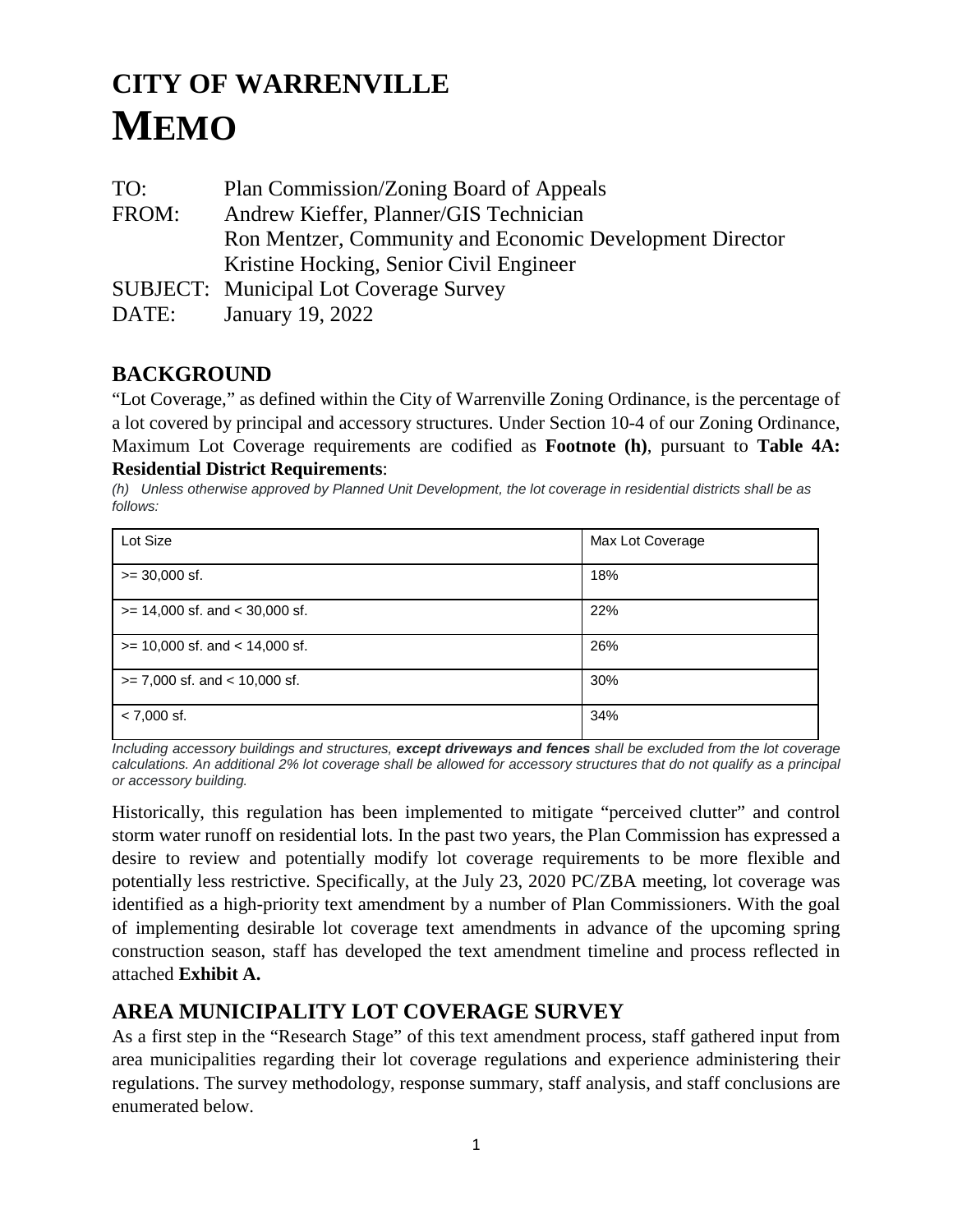# CITY OF WARRENVILLE

# MEMO

TO: Plan Commission/Zoning Board of Appeals

FROM: Andrew Kieffer, Planner/GIS Technician
Ron Mentzer, Community and Economic Development Director
Kristine Hocking, Senior Civil Engineer

SUBJECT: Municipal Lot Coverage Survey

DATE: January 19, 2022

## BACKGROUND

"Lot Coverage," as defined within the City of Warrenville Zoning Ordinance, is the percentage of a lot covered by principal and accessory structures. Under Section 10-4 of our Zoning Ordinance, Maximum Lot Coverage requirements are codified as **Footnote (h)**, pursuant to **Table 4A: Residential District Requirements**:

*(h) Unless otherwise approved by Planned Unit Development, the lot coverage in residential districts shall be as follows:*

| Lot Size | Max Lot Coverage |
|---|---|
| >= 30,000 sf. | 18% |
| >= 14,000 sf. and < 30,000 sf. | 22% |
| >= 10,000 sf. and < 14,000 sf. | 26% |
| >= 7,000 sf. and < 10,000 sf. | 30% |
| < 7,000 sf. | 34% |

*Including accessory buildings and structures,* ***except driveways and fences*** *shall be excluded from the lot coverage calculations. An additional 2% lot coverage shall be allowed for accessory structures that do not qualify as a principal or accessory building.*

Historically, this regulation has been implemented to mitigate "perceived clutter" and control storm water runoff on residential lots. In the past two years, the Plan Commission has expressed a desire to review and potentially modify lot coverage requirements to be more flexible and potentially less restrictive. Specifically, at the July 23, 2020 PC/ZBA meeting, lot coverage was identified as a high-priority text amendment by a number of Plan Commissioners. With the goal of implementing desirable lot coverage text amendments in advance of the upcoming spring construction season, staff has developed the text amendment timeline and process reflected in attached **Exhibit A.**

## AREA MUNICIPALITY LOT COVERAGE SURVEY

As a first step in the "Research Stage" of this text amendment process, staff gathered input from area municipalities regarding their lot coverage regulations and experience administering their regulations. The survey methodology, response summary, staff analysis, and staff conclusions are enumerated below.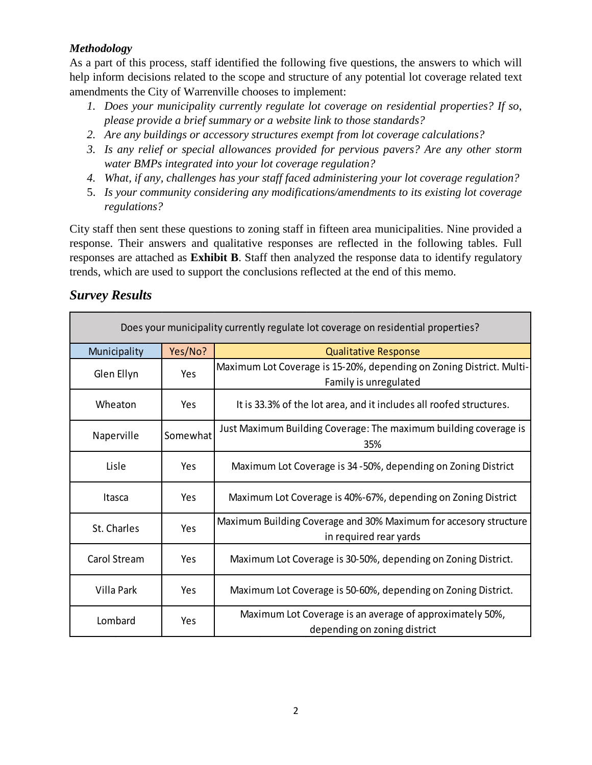### *Methodology*

As a part of this process, staff identified the following five questions, the answers to which will help inform decisions related to the scope and structure of any potential lot coverage related text amendments the City of Warrenville chooses to implement:

1. *Does your municipality currently regulate lot coverage on residential properties? If so, please provide a brief summary or a website link to those standards?*
2. *Are any buildings or accessory structures exempt from lot coverage calculations?*
3. *Is any relief or special allowances provided for pervious pavers? Are any other storm water BMPs integrated into your lot coverage regulation?*
4. *What, if any, challenges has your staff faced administering your lot coverage regulation?*
5. *Is your community considering any modifications/amendments to its existing lot coverage regulations?*

City staff then sent these questions to zoning staff in fifteen area municipalities. Nine provided a response. Their answers and qualitative responses are reflected in the following tables. Full responses are attached as **Exhibit B**. Staff then analyzed the response data to identify regulatory trends, which are used to support the conclusions reflected at the end of this memo.

## *Survey Results*

| Does your municipality currently regulate lot coverage on residential properties? | | |
|---|---|---|
| Municipality | Yes/No? | Qualitative Response |
| Glen Ellyn | Yes | Maximum Lot Coverage is 15-20%, depending on Zoning District. Multi-Family is unregulated |
| Wheaton | Yes | It is 33.3% of the lot area, and it includes all roofed structures. |
| Naperville | Somewhat | Just Maximum Building Coverage: The maximum building coverage is 35% |
| Lisle | Yes | Maximum Lot Coverage is 34 -50%, depending on Zoning District |
| Itasca | Yes | Maximum Lot Coverage is 40%-67%, depending on Zoning District |
| St. Charles | Yes | Maximum Building Coverage and 30% Maximum for accesory structure in required rear yards |
| Carol Stream | Yes | Maximum Lot Coverage is 30-50%, depending on Zoning District. |
| Villa Park | Yes | Maximum Lot Coverage is 50-60%, depending on Zoning District. |
| Lombard | Yes | Maximum Lot Coverage is an average of approximately 50%, depending on zoning district |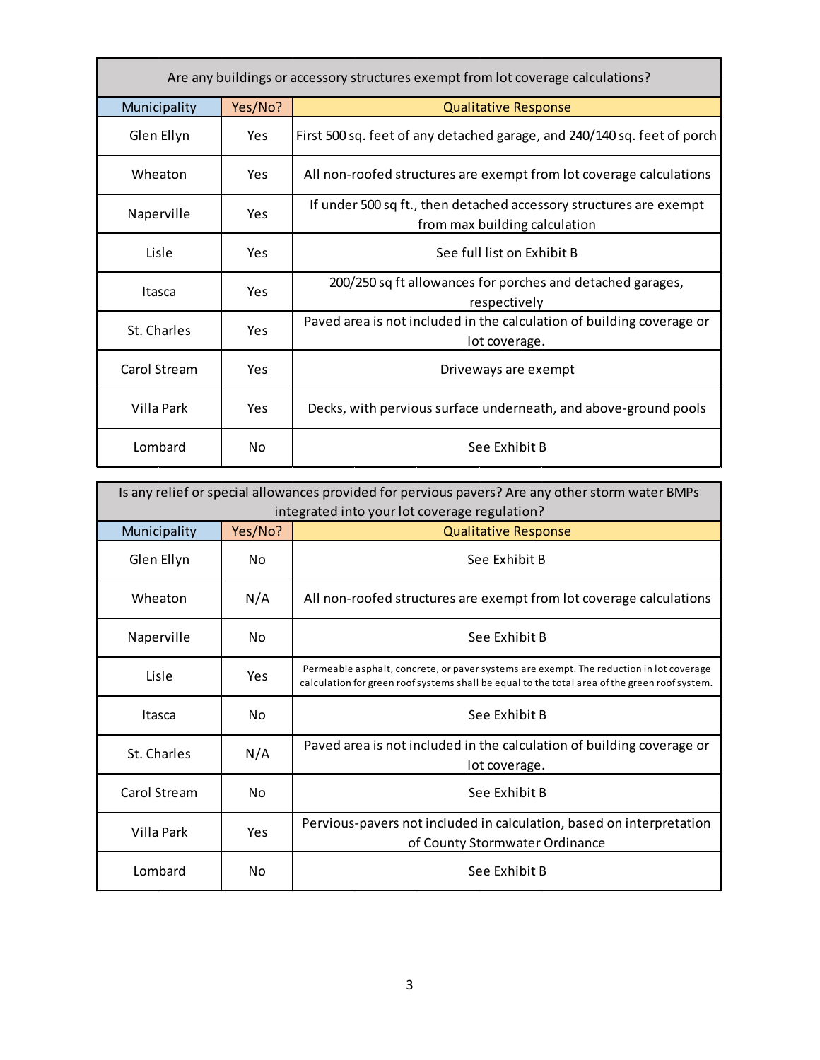| Are any buildings or accessory structures exempt from lot coverage calculations? | | |
|---|---|---|
| **Municipality** | **Yes/No?** | **Qualitative Response** |
| Glen Ellyn | Yes | First 500 sq. feet of any detached garage, and 240/140 sq. feet of porch |
| Wheaton | Yes | All non-roofed structures are exempt from lot coverage calculations |
| Naperville | Yes | If under 500 sq ft., then detached accessory structures are exempt from max building calculation |
| Lisle | Yes | See full list on Exhibit B |
| Itasca | Yes | 200/250 sq ft allowances for porches and detached garages, respectively |
| St. Charles | Yes | Paved area is not included in the calculation of building coverage or lot coverage. |
| Carol Stream | Yes | Driveways are exempt |
| Villa Park | Yes | Decks, with pervious surface underneath, and above-ground pools |
| Lombard | No | See Exhibit B |

| Is any relief or special allowances provided for pervious pavers? Are any other storm water BMPs integrated into your lot coverage regulation? | | |
|---|---|---|
| **Municipality** | **Yes/No?** | **Qualitative Response** |
| Glen Ellyn | No | See Exhibit B |
| Wheaton | N/A | All non-roofed structures are exempt from lot coverage calculations |
| Naperville | No | See Exhibit B |
| Lisle | Yes | Permeable asphalt, concrete, or paver systems are exempt. The reduction in lot coverage calculation for green roof systems shall be equal to the total area of the green roof system. |
| Itasca | No | See Exhibit B |
| St. Charles | N/A | Paved area is not included in the calculation of building coverage or lot coverage. |
| Carol Stream | No | See Exhibit B |
| Villa Park | Yes | Pervious-pavers not included in calculation, based on interpretation of County Stormwater Ordinance |
| Lombard | No | See Exhibit B |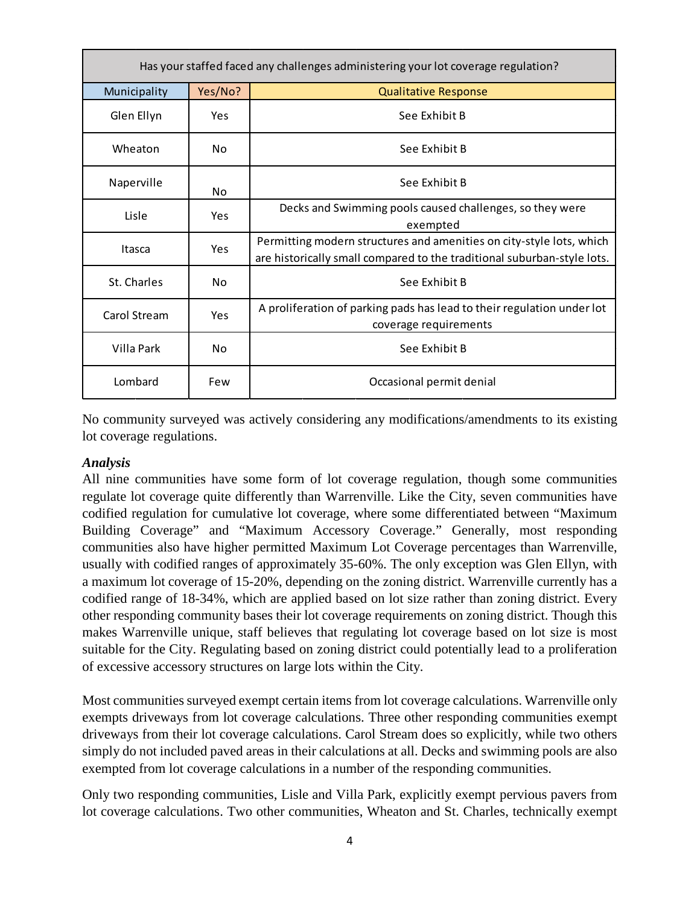| Has your staffed faced any challenges administering your lot coverage regulation? | | |
|---|---|---|
| Municipality | Yes/No? | Qualitative Response |
| Glen Ellyn | Yes | See Exhibit B |
| Wheaton | No | See Exhibit B |
| Naperville | No | See Exhibit B |
| Lisle | Yes | Decks and Swimming pools caused challenges, so they were exempted |
| Itasca | Yes | Permitting modern structures and amenities on city-style lots, which are historically small compared to the traditional suburban-style lots. |
| St. Charles | No | See Exhibit B |
| Carol Stream | Yes | A proliferation of parking pads has lead to their regulation under lot coverage requirements |
| Villa Park | No | See Exhibit B |
| Lombard | Few | Occasional permit denial |

No community surveyed was actively considering any modifications/amendments to its existing lot coverage regulations.

***Analysis***

All nine communities have some form of lot coverage regulation, though some communities regulate lot coverage quite differently than Warrenville. Like the City, seven communities have codified regulation for cumulative lot coverage, where some differentiated between "Maximum Building Coverage" and "Maximum Accessory Coverage." Generally, most responding communities also have higher permitted Maximum Lot Coverage percentages than Warrenville, usually with codified ranges of approximately 35-60%. The only exception was Glen Ellyn, with a maximum lot coverage of 15-20%, depending on the zoning district. Warrenville currently has a codified range of 18-34%, which are applied based on lot size rather than zoning district. Every other responding community bases their lot coverage requirements on zoning district. Though this makes Warrenville unique, staff believes that regulating lot coverage based on lot size is most suitable for the City. Regulating based on zoning district could potentially lead to a proliferation of excessive accessory structures on large lots within the City.

Most communities surveyed exempt certain items from lot coverage calculations. Warrenville only exempts driveways from lot coverage calculations. Three other responding communities exempt driveways from their lot coverage calculations. Carol Stream does so explicitly, while two others simply do not included paved areas in their calculations at all. Decks and swimming pools are also exempted from lot coverage calculations in a number of the responding communities.

Only two responding communities, Lisle and Villa Park, explicitly exempt pervious pavers from lot coverage calculations. Two other communities, Wheaton and St. Charles, technically exempt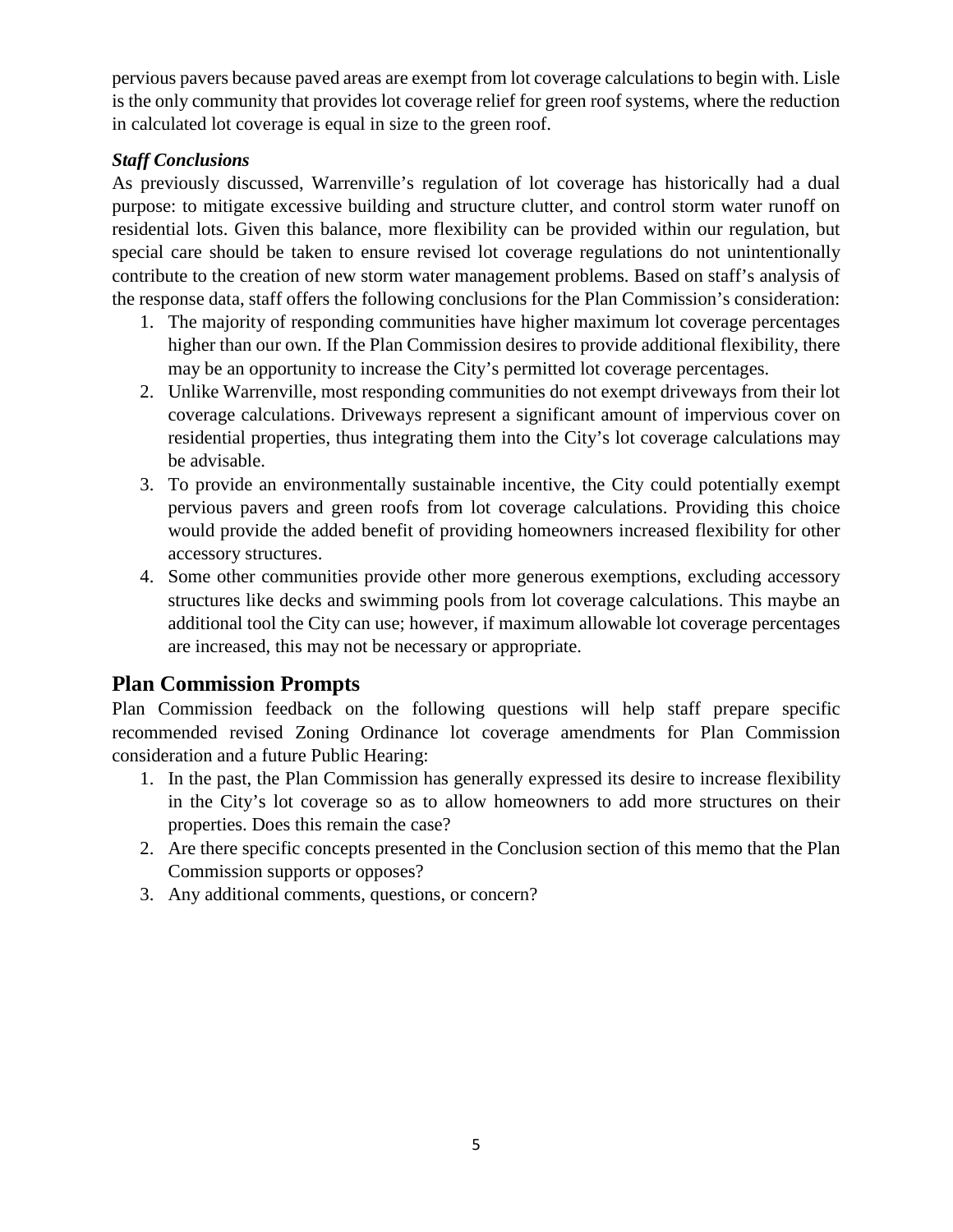pervious pavers because paved areas are exempt from lot coverage calculations to begin with. Lisle is the only community that provides lot coverage relief for green roof systems, where the reduction in calculated lot coverage is equal in size to the green roof.

***Staff Conclusions***

As previously discussed, Warrenville's regulation of lot coverage has historically had a dual purpose: to mitigate excessive building and structure clutter, and control storm water runoff on residential lots. Given this balance, more flexibility can be provided within our regulation, but special care should be taken to ensure revised lot coverage regulations do not unintentionally contribute to the creation of new storm water management problems. Based on staff's analysis of the response data, staff offers the following conclusions for the Plan Commission's consideration:

1. The majority of responding communities have higher maximum lot coverage percentages higher than our own. If the Plan Commission desires to provide additional flexibility, there may be an opportunity to increase the City's permitted lot coverage percentages.
2. Unlike Warrenville, most responding communities do not exempt driveways from their lot coverage calculations. Driveways represent a significant amount of impervious cover on residential properties, thus integrating them into the City's lot coverage calculations may be advisable.
3. To provide an environmentally sustainable incentive, the City could potentially exempt pervious pavers and green roofs from lot coverage calculations. Providing this choice would provide the added benefit of providing homeowners increased flexibility for other accessory structures.
4. Some other communities provide other more generous exemptions, excluding accessory structures like decks and swimming pools from lot coverage calculations. This maybe an additional tool the City can use; however, if maximum allowable lot coverage percentages are increased, this may not be necessary or appropriate.

## Plan Commission Prompts

Plan Commission feedback on the following questions will help staff prepare specific recommended revised Zoning Ordinance lot coverage amendments for Plan Commission consideration and a future Public Hearing:

1. In the past, the Plan Commission has generally expressed its desire to increase flexibility in the City's lot coverage so as to allow homeowners to add more structures on their properties. Does this remain the case?
2. Are there specific concepts presented in the Conclusion section of this memo that the Plan Commission supports or opposes?
3. Any additional comments, questions, or concern?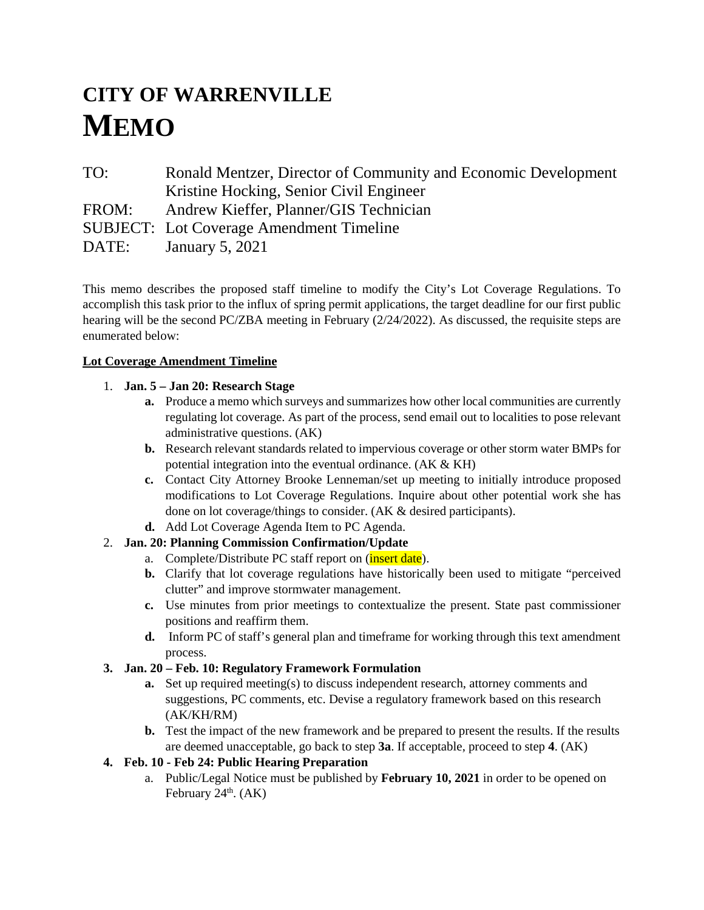# CITY OF WARRENVILLE

# MEMO

TO: Ronald Mentzer, Director of Community and Economic Development
Kristine Hocking, Senior Civil Engineer
FROM: Andrew Kieffer, Planner/GIS Technician
SUBJECT: Lot Coverage Amendment Timeline
DATE: January 5, 2021

This memo describes the proposed staff timeline to modify the City's Lot Coverage Regulations. To accomplish this task prior to the influx of spring permit applications, the target deadline for our first public hearing will be the second PC/ZBA meeting in February (2/24/2022). As discussed, the requisite steps are enumerated below:

**Lot Coverage Amendment Timeline**

1. **Jan. 5 – Jan 20: Research Stage**
   - **a.** Produce a memo which surveys and summarizes how other local communities are currently regulating lot coverage. As part of the process, send email out to localities to pose relevant administrative questions. (AK)
   - **b.** Research relevant standards related to impervious coverage or other storm water BMPs for potential integration into the eventual ordinance. (AK & KH)
   - **c.** Contact City Attorney Brooke Lenneman/set up meeting to initially introduce proposed modifications to Lot Coverage Regulations. Inquire about other potential work she has done on lot coverage/things to consider. (AK & desired participants).
   - **d.** Add Lot Coverage Agenda Item to PC Agenda.
2. **Jan. 20: Planning Commission Confirmation/Update**
   - a. Complete/Distribute PC staff report on (insert date).
   - **b.** Clarify that lot coverage regulations have historically been used to mitigate "perceived clutter" and improve stormwater management.
   - **c.** Use minutes from prior meetings to contextualize the present. State past commissioner positions and reaffirm them.
   - **d.** Inform PC of staff's general plan and timeframe for working through this text amendment process.
3. **Jan. 20 – Feb. 10: Regulatory Framework Formulation**
   - **a.** Set up required meeting(s) to discuss independent research, attorney comments and suggestions, PC comments, etc. Devise a regulatory framework based on this research (AK/KH/RM)
   - **b.** Test the impact of the new framework and be prepared to present the results. If the results are deemed unacceptable, go back to step **3a**. If acceptable, proceed to step **4**. (AK)
4. **Feb. 10 - Feb 24: Public Hearing Preparation**
   - a. Public/Legal Notice must be published by **February 10, 2021** in order to be opened on February 24th. (AK)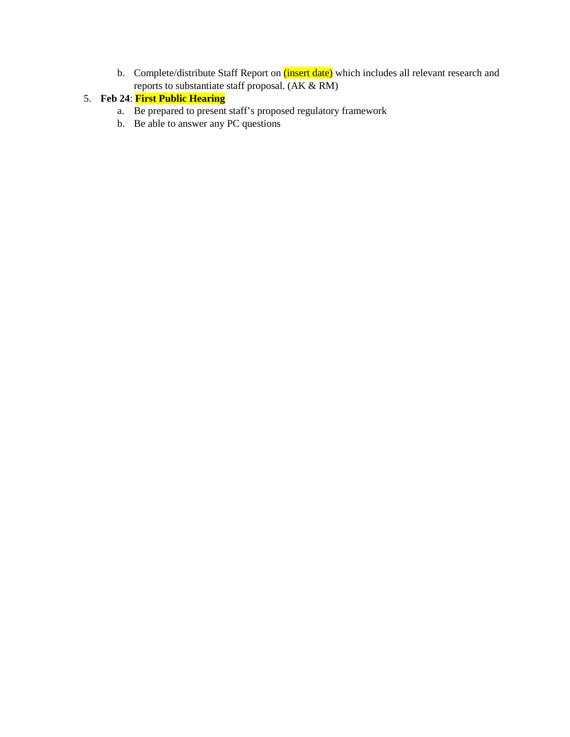b. Complete/distribute Staff Report on (insert date) which includes all relevant research and reports to substantiate staff proposal. (AK & RM)

5. **Feb 24**: **First Public Hearing**
   a. Be prepared to present staff's proposed regulatory framework
   b. Be able to answer any PC questions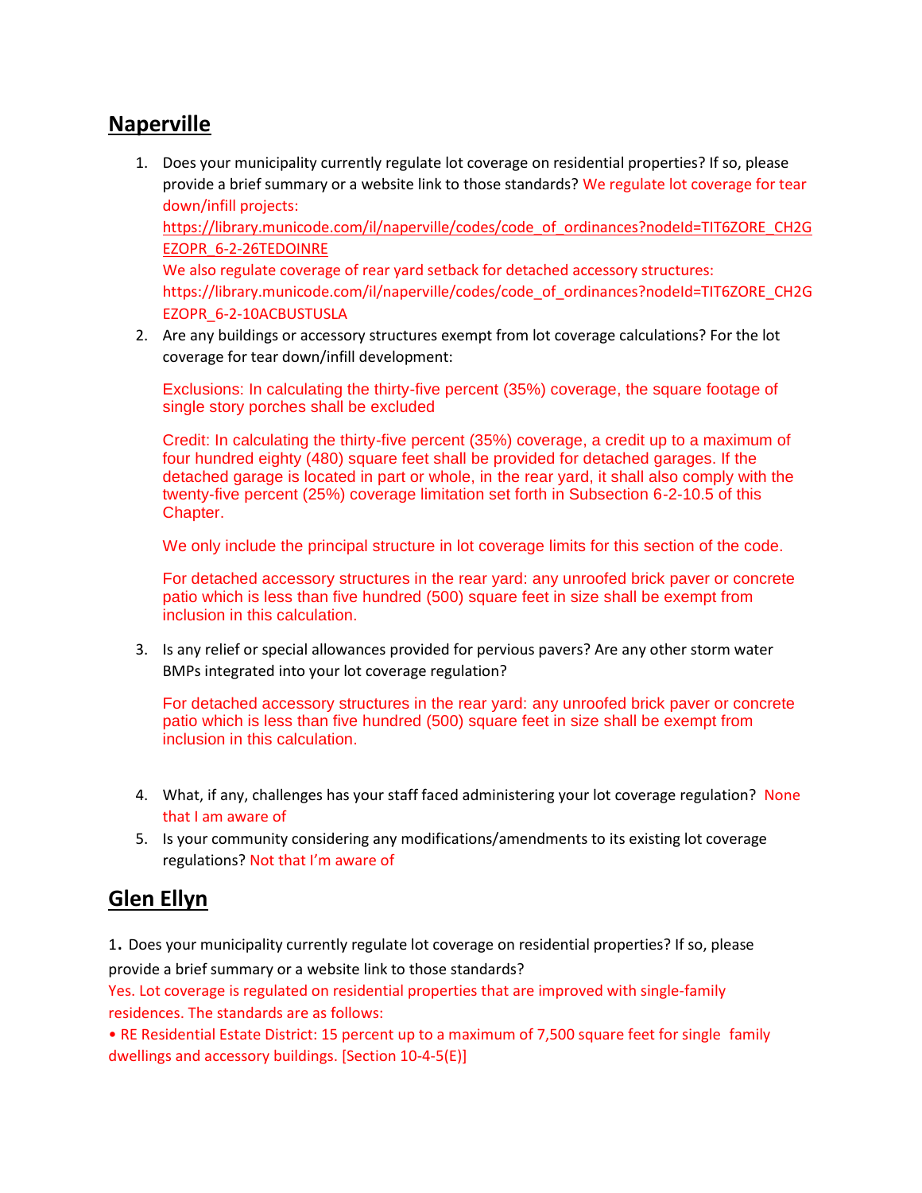## Naperville

1. Does your municipality currently regulate lot coverage on residential properties? If so, please provide a brief summary or a website link to those standards? We regulate lot coverage for tear down/infill projects: https://library.municode.com/il/naperville/codes/code_of_ordinances?nodeId=TIT6ZORE_CH2GEZOPR_6-2-26TEDOINRE
   We also regulate coverage of rear yard setback for detached accessory structures: https://library.municode.com/il/naperville/codes/code_of_ordinances?nodeId=TIT6ZORE_CH2GEZOPR_6-2-10ACBUSTUSLA
2. Are any buildings or accessory structures exempt from lot coverage calculations? For the lot coverage for tear down/infill development:

   Exclusions: In calculating the thirty-five percent (35%) coverage, the square footage of single story porches shall be excluded

   Credit: In calculating the thirty-five percent (35%) coverage, a credit up to a maximum of four hundred eighty (480) square feet shall be provided for detached garages. If the detached garage is located in part or whole, in the rear yard, it shall also comply with the twenty-five percent (25%) coverage limitation set forth in Subsection 6-2-10.5 of this Chapter.

   We only include the principal structure in lot coverage limits for this section of the code.

   For detached accessory structures in the rear yard: any unroofed brick paver or concrete patio which is less than five hundred (500) square feet in size shall be exempt from inclusion in this calculation.

3. Is any relief or special allowances provided for pervious pavers? Are any other storm water BMPs integrated into your lot coverage regulation?

   For detached accessory structures in the rear yard: any unroofed brick paver or concrete patio which is less than five hundred (500) square feet in size shall be exempt from inclusion in this calculation.

4. What, if any, challenges has your staff faced administering your lot coverage regulation? None that I am aware of
5. Is your community considering any modifications/amendments to its existing lot coverage regulations? Not that I'm aware of

## Glen Ellyn

1. Does your municipality currently regulate lot coverage on residential properties? If so, please provide a brief summary or a website link to those standards?
Yes. Lot coverage is regulated on residential properties that are improved with single-family residences. The standards are as follows:
• RE Residential Estate District: 15 percent up to a maximum of 7,500 square feet for single family dwellings and accessory buildings. [Section 10-4-5(E)]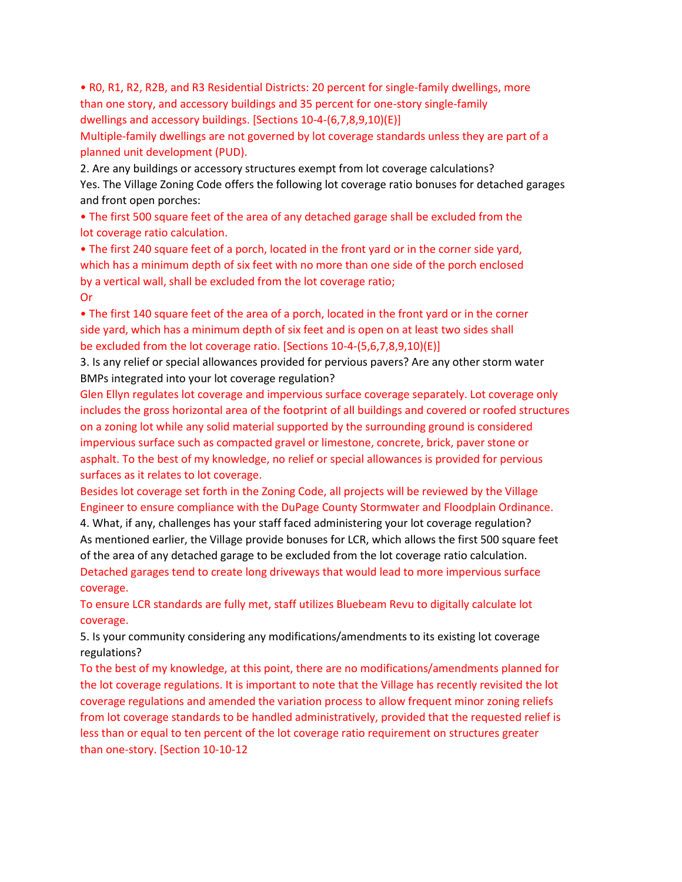- R0, R1, R2, R2B, and R3 Residential Districts: 20 percent for single-family dwellings, more than one story, and accessory buildings and 35 percent for one-story single-family dwellings and accessory buildings. [Sections 10-4-(6,7,8,9,10)(E)]

Multiple-family dwellings are not governed by lot coverage standards unless they are part of a planned unit development (PUD).

2. Are any buildings or accessory structures exempt from lot coverage calculations?

Yes. The Village Zoning Code offers the following lot coverage ratio bonuses for detached garages and front open porches:

- The first 500 square feet of the area of any detached garage shall be excluded from the lot coverage ratio calculation.
- The first 240 square feet of a porch, located in the front yard or in the corner side yard, which has a minimum depth of six feet with no more than one side of the porch enclosed by a vertical wall, shall be excluded from the lot coverage ratio;

Or

- The first 140 square feet of the area of a porch, located in the front yard or in the corner side yard, which has a minimum depth of six feet and is open on at least two sides shall be excluded from the lot coverage ratio. [Sections 10-4-(5,6,7,8,9,10)(E)]

3. Is any relief or special allowances provided for pervious pavers? Are any other storm water BMPs integrated into your lot coverage regulation?

Glen Ellyn regulates lot coverage and impervious surface coverage separately. Lot coverage only includes the gross horizontal area of the footprint of all buildings and covered or roofed structures on a zoning lot while any solid material supported by the surrounding ground is considered impervious surface such as compacted gravel or limestone, concrete, brick, paver stone or asphalt. To the best of my knowledge, no relief or special allowances is provided for pervious surfaces as it relates to lot coverage.

Besides lot coverage set forth in the Zoning Code, all projects will be reviewed by the Village Engineer to ensure compliance with the DuPage County Stormwater and Floodplain Ordinance.

4. What, if any, challenges has your staff faced administering your lot coverage regulation?

As mentioned earlier, the Village provide bonuses for LCR, which allows the first 500 square feet of the area of any detached garage to be excluded from the lot coverage ratio calculation.

Detached garages tend to create long driveways that would lead to more impervious surface coverage.

To ensure LCR standards are fully met, staff utilizes Bluebeam Revu to digitally calculate lot coverage.

5. Is your community considering any modifications/amendments to its existing lot coverage regulations?

To the best of my knowledge, at this point, there are no modifications/amendments planned for the lot coverage regulations. It is important to note that the Village has recently revisited the lot coverage regulations and amended the variation process to allow frequent minor zoning reliefs from lot coverage standards to be handled administratively, provided that the requested relief is less than or equal to ten percent of the lot coverage ratio requirement on structures greater than one-story. [Section 10-10-12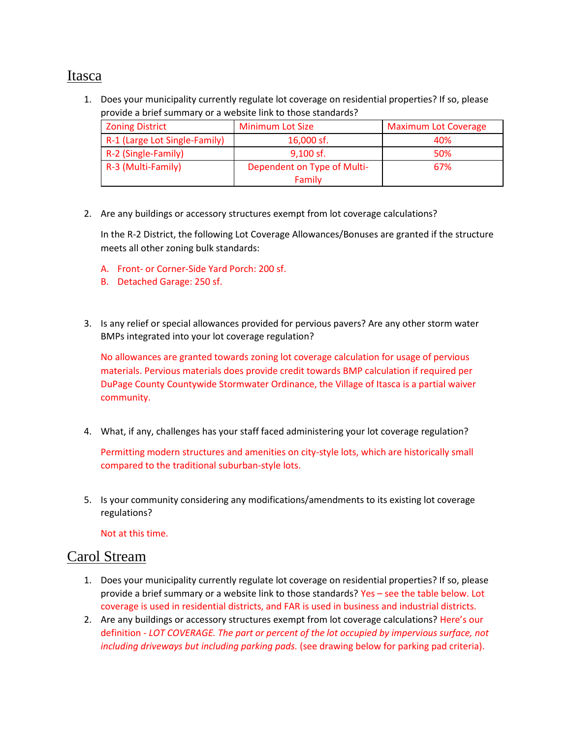## Itasca

1. Does your municipality currently regulate lot coverage on residential properties? If so, please provide a brief summary or a website link to those standards?

| Zoning District | Minimum Lot Size | Maximum Lot Coverage |
|---|---|---|
| R-1 (Large Lot Single-Family) | 16,000 sf. | 40% |
| R-2 (Single-Family) | 9,100 sf. | 50% |
| R-3 (Multi-Family) | Dependent on Type of Multi-Family | 67% |

2. Are any buildings or accessory structures exempt from lot coverage calculations?

   In the R-2 District, the following Lot Coverage Allowances/Bonuses are granted if the structure meets all other zoning bulk standards:

   A. Front- or Corner-Side Yard Porch: 200 sf.
   B. Detached Garage: 250 sf.

3. Is any relief or special allowances provided for pervious pavers? Are any other storm water BMPs integrated into your lot coverage regulation?

   No allowances are granted towards zoning lot coverage calculation for usage of pervious materials. Pervious materials does provide credit towards BMP calculation if required per DuPage County Countywide Stormwater Ordinance, the Village of Itasca is a partial waiver community.

4. What, if any, challenges has your staff faced administering your lot coverage regulation?

   Permitting modern structures and amenities on city-style lots, which are historically small compared to the traditional suburban-style lots.

5. Is your community considering any modifications/amendments to its existing lot coverage regulations?

   Not at this time.

## Carol Stream

1. Does your municipality currently regulate lot coverage on residential properties? If so, please provide a brief summary or a website link to those standards? Yes – see the table below. Lot coverage is used in residential districts, and FAR is used in business and industrial districts.
2. Are any buildings or accessory structures exempt from lot coverage calculations? Here's our definition - *LOT COVERAGE. The part or percent of the lot occupied by impervious surface, not including driveways but including parking pads.* (see drawing below for parking pad criteria).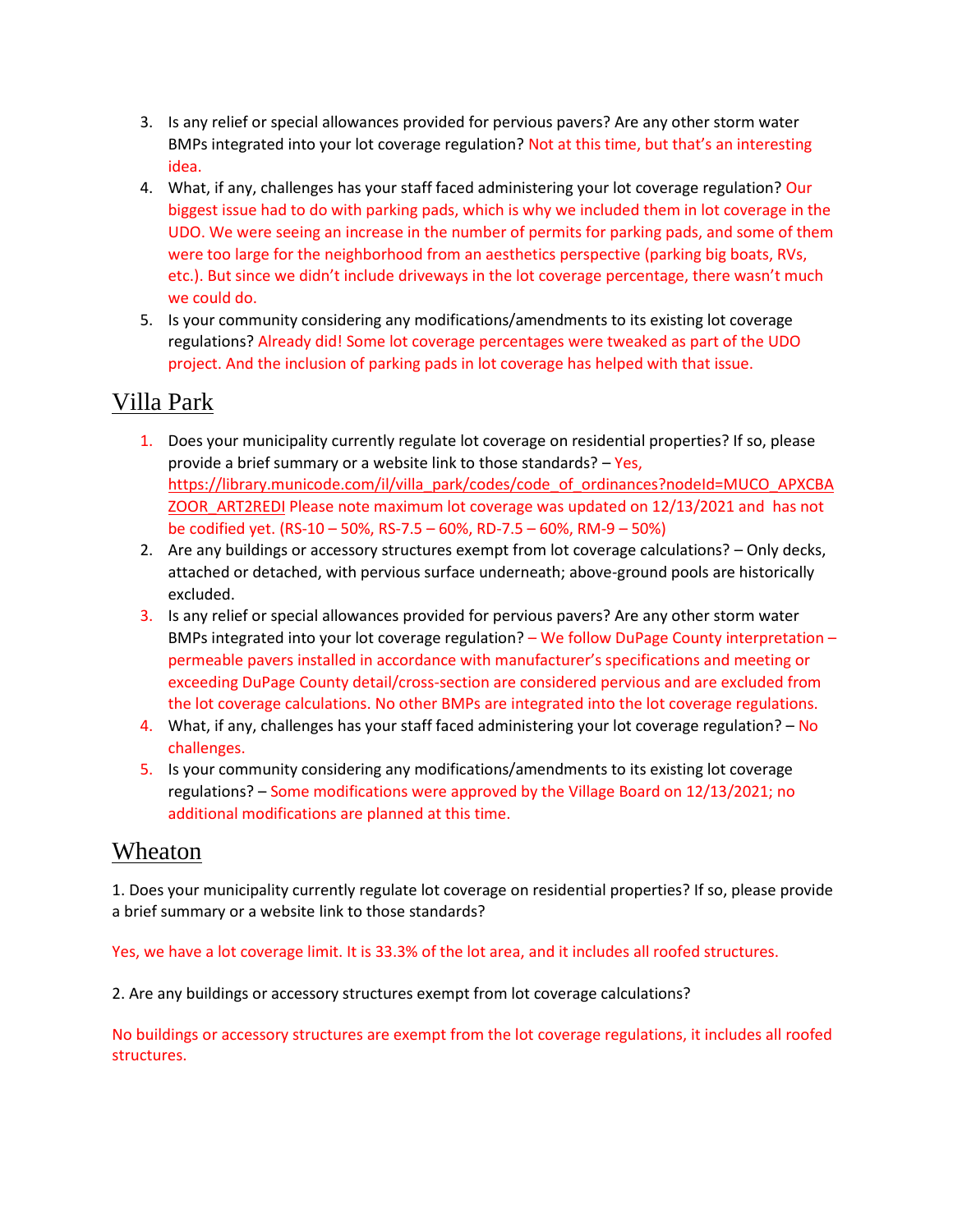3. Is any relief or special allowances provided for pervious pavers? Are any other storm water BMPs integrated into your lot coverage regulation? Not at this time, but that's an interesting idea.
4. What, if any, challenges has your staff faced administering your lot coverage regulation? Our biggest issue had to do with parking pads, which is why we included them in lot coverage in the UDO. We were seeing an increase in the number of permits for parking pads, and some of them were too large for the neighborhood from an aesthetics perspective (parking big boats, RVs, etc.). But since we didn't include driveways in the lot coverage percentage, there wasn't much we could do.
5. Is your community considering any modifications/amendments to its existing lot coverage regulations? Already did! Some lot coverage percentages were tweaked as part of the UDO project. And the inclusion of parking pads in lot coverage has helped with that issue.

## Villa Park

1. Does your municipality currently regulate lot coverage on residential properties? If so, please provide a brief summary or a website link to those standards? – Yes, https://library.municode.com/il/villa_park/codes/code_of_ordinances?nodeId=MUCO_APXCBAZOOR_ART2REDI Please note maximum lot coverage was updated on 12/13/2021 and has not be codified yet. (RS-10 – 50%, RS-7.5 – 60%, RD-7.5 – 60%, RM-9 – 50%)
2. Are any buildings or accessory structures exempt from lot coverage calculations? – Only decks, attached or detached, with pervious surface underneath; above-ground pools are historically excluded.
3. Is any relief or special allowances provided for pervious pavers? Are any other storm water BMPs integrated into your lot coverage regulation? – We follow DuPage County interpretation – permeable pavers installed in accordance with manufacturer's specifications and meeting or exceeding DuPage County detail/cross-section are considered pervious and are excluded from the lot coverage calculations. No other BMPs are integrated into the lot coverage regulations.
4. What, if any, challenges has your staff faced administering your lot coverage regulation? – No challenges.
5. Is your community considering any modifications/amendments to its existing lot coverage regulations? – Some modifications were approved by the Village Board on 12/13/2021; no additional modifications are planned at this time.

## Wheaton

1. Does your municipality currently regulate lot coverage on residential properties? If so, please provide a brief summary or a website link to those standards?

Yes, we have a lot coverage limit. It is 33.3% of the lot area, and it includes all roofed structures.

2. Are any buildings or accessory structures exempt from lot coverage calculations?

No buildings or accessory structures are exempt from the lot coverage regulations, it includes all roofed structures.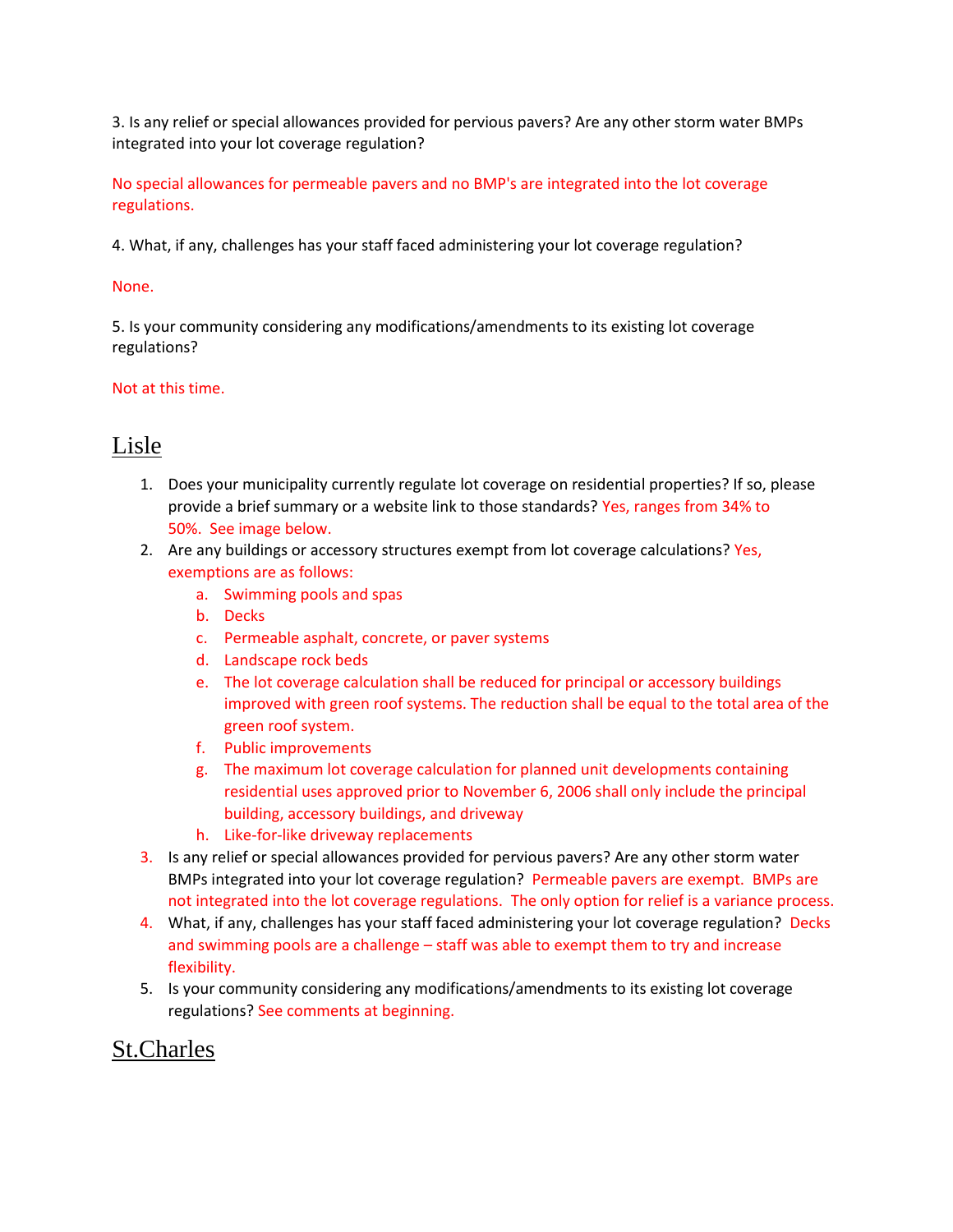3. Is any relief or special allowances provided for pervious pavers? Are any other storm water BMPs integrated into your lot coverage regulation?

No special allowances for permeable pavers and no BMP's are integrated into the lot coverage regulations.

4. What, if any, challenges has your staff faced administering your lot coverage regulation?

None.

5. Is your community considering any modifications/amendments to its existing lot coverage regulations?

Not at this time.

## Lisle

1. Does your municipality currently regulate lot coverage on residential properties? If so, please provide a brief summary or a website link to those standards? Yes, ranges from 34% to 50%. See image below.
2. Are any buildings or accessory structures exempt from lot coverage calculations? Yes, exemptions are as follows:
   a. Swimming pools and spas
   b. Decks
   c. Permeable asphalt, concrete, or paver systems
   d. Landscape rock beds
   e. The lot coverage calculation shall be reduced for principal or accessory buildings improved with green roof systems. The reduction shall be equal to the total area of the green roof system.
   f. Public improvements
   g. The maximum lot coverage calculation for planned unit developments containing residential uses approved prior to November 6, 2006 shall only include the principal building, accessory buildings, and driveway
   h. Like-for-like driveway replacements
3. Is any relief or special allowances provided for pervious pavers? Are any other storm water BMPs integrated into your lot coverage regulation? Permeable pavers are exempt. BMPs are not integrated into the lot coverage regulations. The only option for relief is a variance process.
4. What, if any, challenges has your staff faced administering your lot coverage regulation? Decks and swimming pools are a challenge – staff was able to exempt them to try and increase flexibility.
5. Is your community considering any modifications/amendments to its existing lot coverage regulations? See comments at beginning.

## St.Charles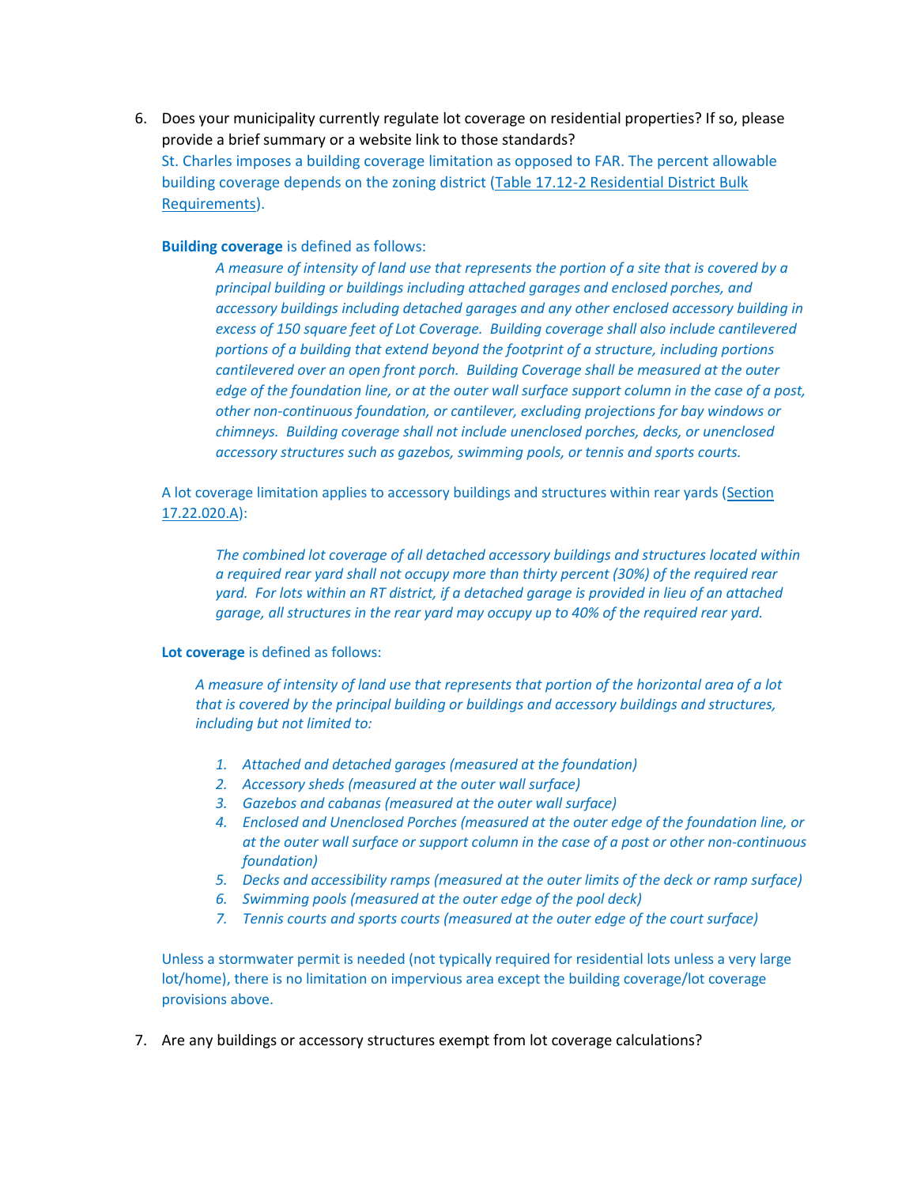6. Does your municipality currently regulate lot coverage on residential properties? If so, please provide a brief summary or a website link to those standards?
   St. Charles imposes a building coverage limitation as opposed to FAR. The percent allowable building coverage depends on the zoning district (Table 17.12-2 Residential District Bulk Requirements).

   **Building coverage** is defined as follows:

   > *A measure of intensity of land use that represents the portion of a site that is covered by a principal building or buildings including attached garages and enclosed porches, and accessory buildings including detached garages and any other enclosed accessory building in excess of 150 square feet of Lot Coverage. Building coverage shall also include cantilevered portions of a building that extend beyond the footprint of a structure, including portions cantilevered over an open front porch. Building Coverage shall be measured at the outer edge of the foundation line, or at the outer wall surface support column in the case of a post, other non-continuous foundation, or cantilever, excluding projections for bay windows or chimneys. Building coverage shall not include unenclosed porches, decks, or unenclosed accessory structures such as gazebos, swimming pools, or tennis and sports courts.*

   A lot coverage limitation applies to accessory buildings and structures within rear yards (Section 17.22.020.A):

   > *The combined lot coverage of all detached accessory buildings and structures located within a required rear yard shall not occupy more than thirty percent (30%) of the required rear yard. For lots within an RT district, if a detached garage is provided in lieu of an attached garage, all structures in the rear yard may occupy up to 40% of the required rear yard.*

   **Lot coverage** is defined as follows:

   > *A measure of intensity of land use that represents that portion of the horizontal area of a lot that is covered by the principal building or buildings and accessory buildings and structures, including but not limited to:*
   >
   > 1. *Attached and detached garages (measured at the foundation)*
   > 2. *Accessory sheds (measured at the outer wall surface)*
   > 3. *Gazebos and cabanas (measured at the outer wall surface)*
   > 4. *Enclosed and Unenclosed Porches (measured at the outer edge of the foundation line, or at the outer wall surface or support column in the case of a post or other non-continuous foundation)*
   > 5. *Decks and accessibility ramps (measured at the outer limits of the deck or ramp surface)*
   > 6. *Swimming pools (measured at the outer edge of the pool deck)*
   > 7. *Tennis courts and sports courts (measured at the outer edge of the court surface)*

   Unless a stormwater permit is needed (not typically required for residential lots unless a very large lot/home), there is no limitation on impervious area except the building coverage/lot coverage provisions above.

7. Are any buildings or accessory structures exempt from lot coverage calculations?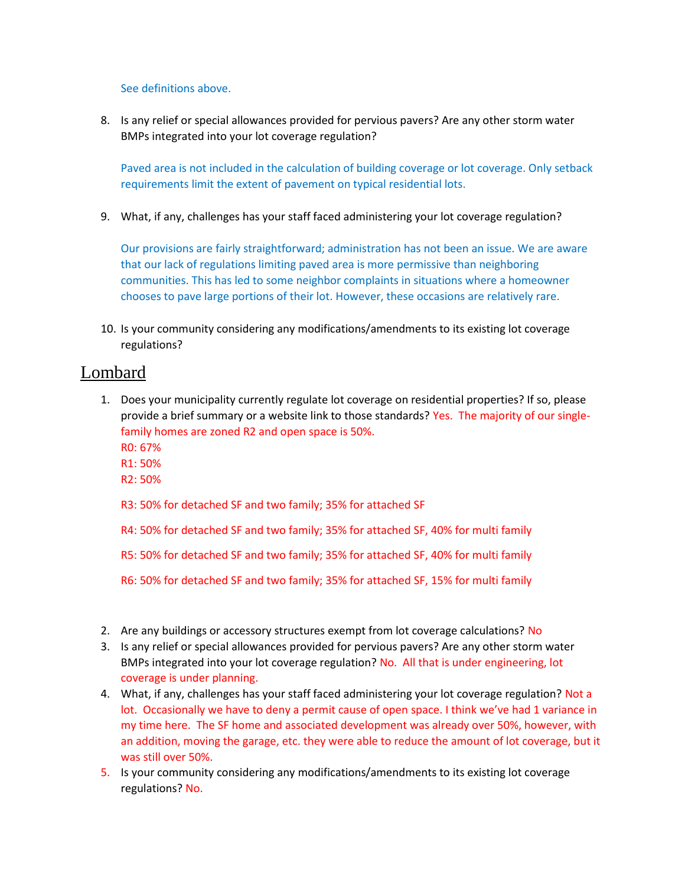See definitions above.

8. Is any relief or special allowances provided for pervious pavers? Are any other storm water BMPs integrated into your lot coverage regulation?

   Paved area is not included in the calculation of building coverage or lot coverage. Only setback requirements limit the extent of pavement on typical residential lots.

9. What, if any, challenges has your staff faced administering your lot coverage regulation?

   Our provisions are fairly straightforward; administration has not been an issue. We are aware that our lack of regulations limiting paved area is more permissive than neighboring communities. This has led to some neighbor complaints in situations where a homeowner chooses to pave large portions of their lot. However, these occasions are relatively rare.

10. Is your community considering any modifications/amendments to its existing lot coverage regulations?

## Lombard

1. Does your municipality currently regulate lot coverage on residential properties? If so, please provide a brief summary or a website link to those standards? Yes. The majority of our single-family homes are zoned R2 and open space is 50%.
   R0: 67%
   R1: 50%
   R2: 50%

   R3: 50% for detached SF and two family; 35% for attached SF

   R4: 50% for detached SF and two family; 35% for attached SF, 40% for multi family

   R5: 50% for detached SF and two family; 35% for attached SF, 40% for multi family

   R6: 50% for detached SF and two family; 35% for attached SF, 15% for multi family

2. Are any buildings or accessory structures exempt from lot coverage calculations? No
3. Is any relief or special allowances provided for pervious pavers? Are any other storm water BMPs integrated into your lot coverage regulation? No. All that is under engineering, lot coverage is under planning.
4. What, if any, challenges has your staff faced administering your lot coverage regulation? Not a lot. Occasionally we have to deny a permit cause of open space. I think we've had 1 variance in my time here. The SF home and associated development was already over 50%, however, with an addition, moving the garage, etc. they were able to reduce the amount of lot coverage, but it was still over 50%.
5. Is your community considering any modifications/amendments to its existing lot coverage regulations? No.